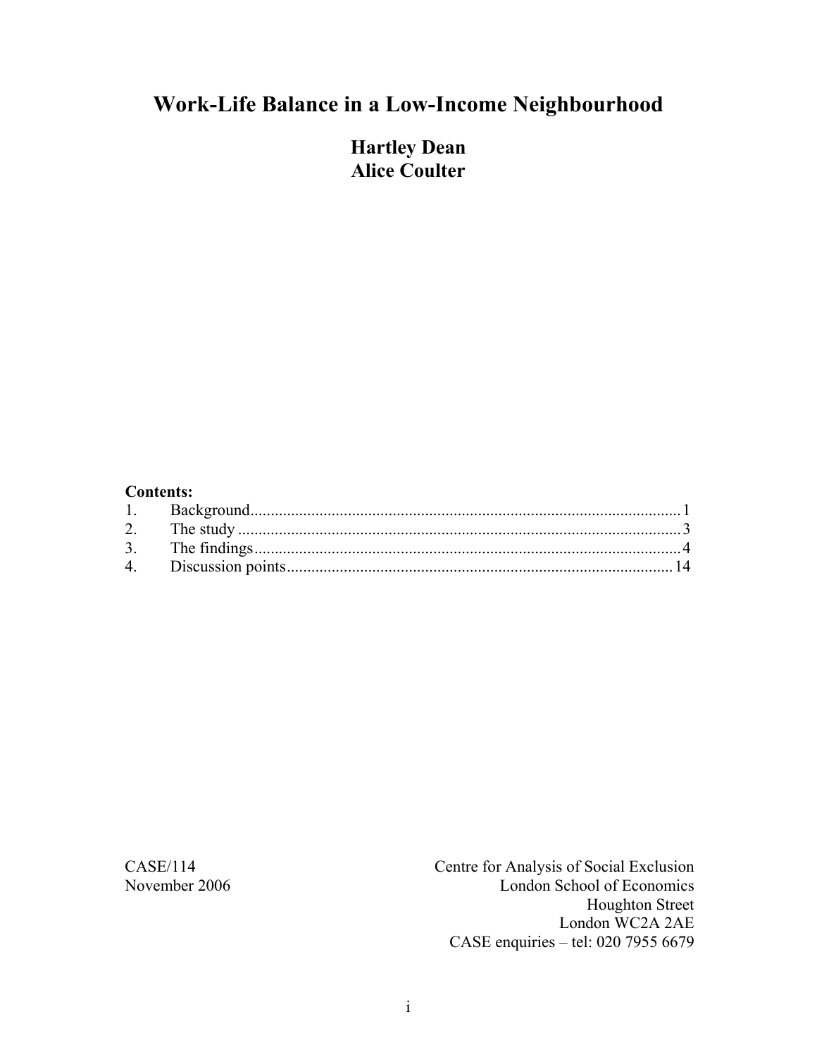# Work-Life Balance in a Low-Income Neighbourhood

**Hartley Dean**
**Alice Coulter**

**Contents:**

| | | |
|---|---|---|
| 1. | Background | 1 |
| 2. | The study | 3 |
| 3. | The findings | 4 |
| 4. | Discussion points | 14 |

CASE/114
November 2006

Centre for Analysis of Social Exclusion
London School of Economics
Houghton Street
London WC2A 2AE
CASE enquiries – tel: 020 7955 6679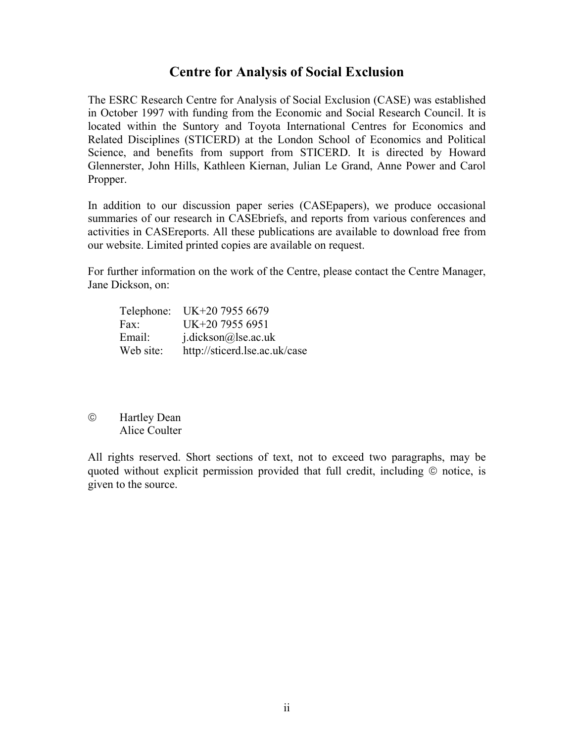# Centre for Analysis of Social Exclusion

The ESRC Research Centre for Analysis of Social Exclusion (CASE) was established in October 1997 with funding from the Economic and Social Research Council. It is located within the Suntory and Toyota International Centres for Economics and Related Disciplines (STICERD) at the London School of Economics and Political Science, and benefits from support from STICERD. It is directed by Howard Glennerster, John Hills, Kathleen Kiernan, Julian Le Grand, Anne Power and Carol Propper.

In addition to our discussion paper series (CASEpapers), we produce occasional summaries of our research in CASEbriefs, and reports from various conferences and activities in CASEreports. All these publications are available to download free from our website. Limited printed copies are available on request.

For further information on the work of the Centre, please contact the Centre Manager, Jane Dickson, on:

| | |
|---|---|
| Telephone: | UK+20 7955 6679 |
| Fax: | UK+20 7955 6951 |
| Email: | j.dickson@lse.ac.uk |
| Web site: | http://sticerd.lse.ac.uk/case |

© Hartley Dean
Alice Coulter

All rights reserved. Short sections of text, not to exceed two paragraphs, may be quoted without explicit permission provided that full credit, including © notice, is given to the source.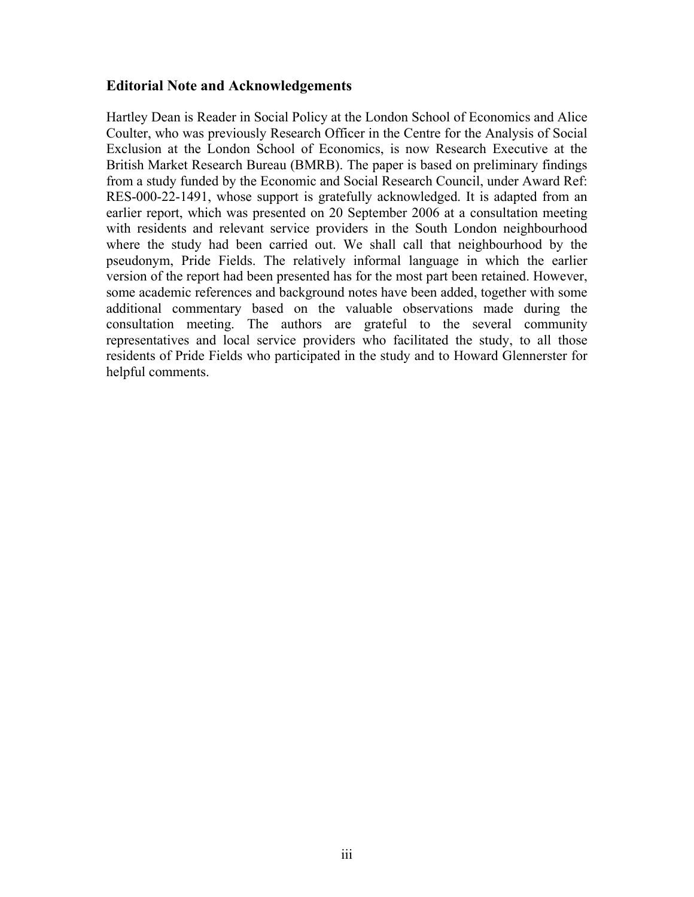## Editorial Note and Acknowledgements

Hartley Dean is Reader in Social Policy at the London School of Economics and Alice Coulter, who was previously Research Officer in the Centre for the Analysis of Social Exclusion at the London School of Economics, is now Research Executive at the British Market Research Bureau (BMRB). The paper is based on preliminary findings from a study funded by the Economic and Social Research Council, under Award Ref: RES-000-22-1491, whose support is gratefully acknowledged. It is adapted from an earlier report, which was presented on 20 September 2006 at a consultation meeting with residents and relevant service providers in the South London neighbourhood where the study had been carried out. We shall call that neighbourhood by the pseudonym, Pride Fields. The relatively informal language in which the earlier version of the report had been presented has for the most part been retained. However, some academic references and background notes have been added, together with some additional commentary based on the valuable observations made during the consultation meeting. The authors are grateful to the several community representatives and local service providers who facilitated the study, to all those residents of Pride Fields who participated in the study and to Howard Glennerster for helpful comments.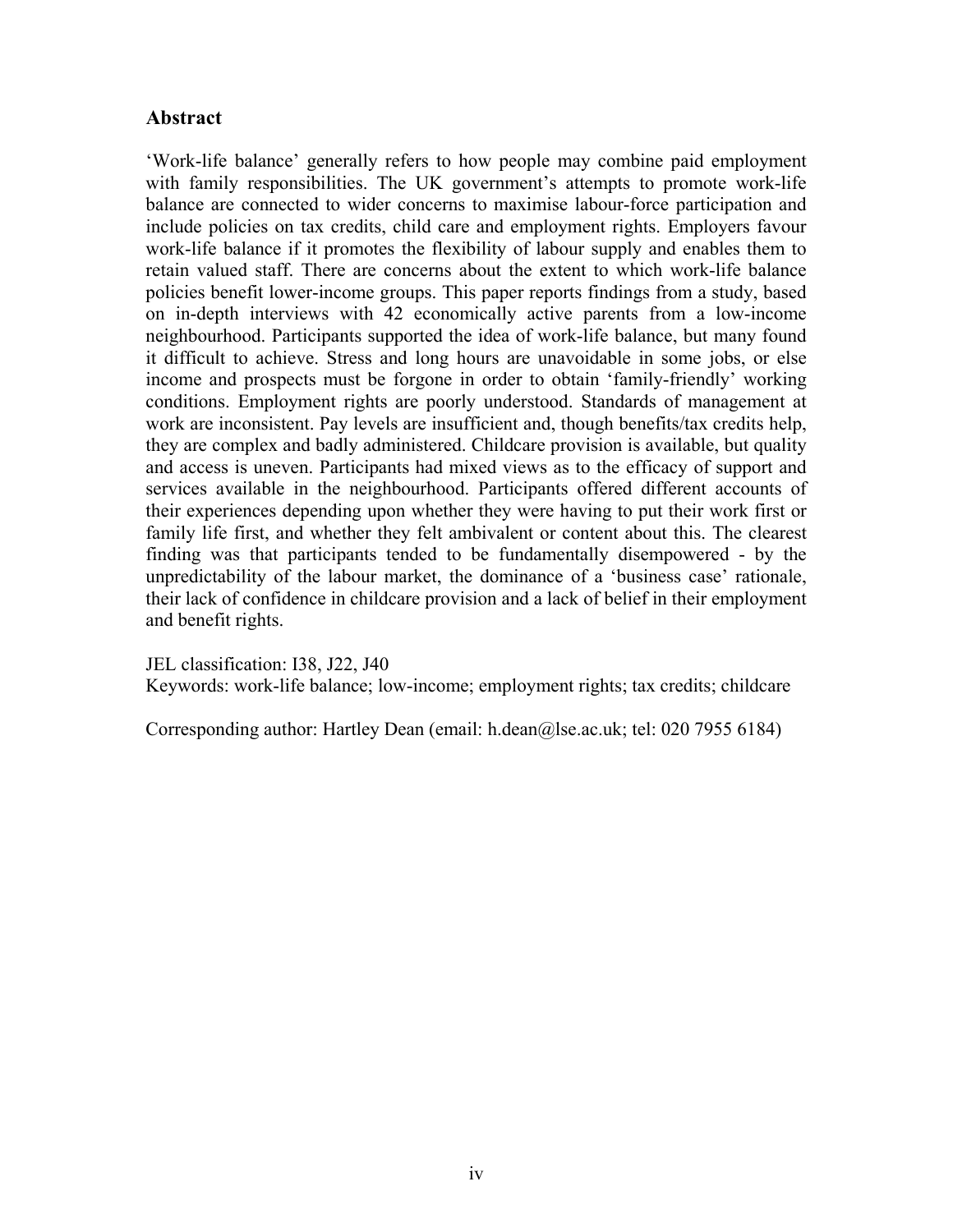## Abstract

'Work-life balance' generally refers to how people may combine paid employment with family responsibilities. The UK government's attempts to promote work-life balance are connected to wider concerns to maximise labour-force participation and include policies on tax credits, child care and employment rights. Employers favour work-life balance if it promotes the flexibility of labour supply and enables them to retain valued staff. There are concerns about the extent to which work-life balance policies benefit lower-income groups. This paper reports findings from a study, based on in-depth interviews with 42 economically active parents from a low-income neighbourhood. Participants supported the idea of work-life balance, but many found it difficult to achieve. Stress and long hours are unavoidable in some jobs, or else income and prospects must be forgone in order to obtain 'family-friendly' working conditions. Employment rights are poorly understood. Standards of management at work are inconsistent. Pay levels are insufficient and, though benefits/tax credits help, they are complex and badly administered. Childcare provision is available, but quality and access is uneven. Participants had mixed views as to the efficacy of support and services available in the neighbourhood. Participants offered different accounts of their experiences depending upon whether they were having to put their work first or family life first, and whether they felt ambivalent or content about this. The clearest finding was that participants tended to be fundamentally disempowered - by the unpredictability of the labour market, the dominance of a 'business case' rationale, their lack of confidence in childcare provision and a lack of belief in their employment and benefit rights.

JEL classification: I38, J22, J40
Keywords: work-life balance; low-income; employment rights; tax credits; childcare

Corresponding author: Hartley Dean (email: h.dean@lse.ac.uk; tel: 020 7955 6184)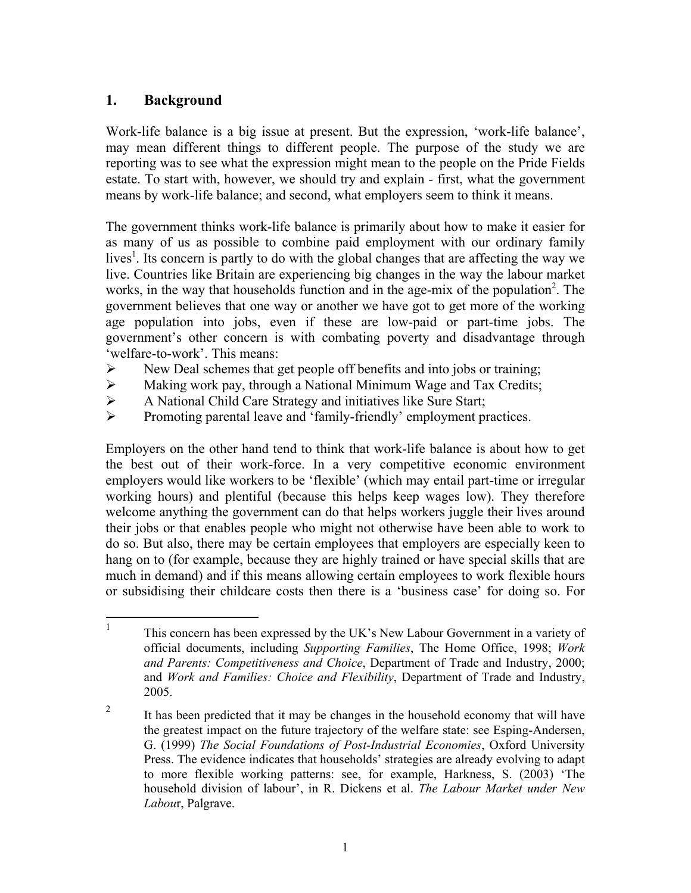## 1. Background

Work-life balance is a big issue at present. But the expression, 'work-life balance', may mean different things to different people. The purpose of the study we are reporting was to see what the expression might mean to the people on the Pride Fields estate. To start with, however, we should try and explain - first, what the government means by work-life balance; and second, what employers seem to think it means.

The government thinks work-life balance is primarily about how to make it easier for as many of us as possible to combine paid employment with our ordinary family lives[1]. Its concern is partly to do with the global changes that are affecting the way we live. Countries like Britain are experiencing big changes in the way the labour market works, in the way that households function and in the age-mix of the population[2]. The government believes that one way or another we have got to get more of the working age population into jobs, even if these are low-paid or part-time jobs. The government's other concern is with combating poverty and disadvantage through 'welfare-to-work'. This means:

- New Deal schemes that get people off benefits and into jobs or training;
- Making work pay, through a National Minimum Wage and Tax Credits;
- A National Child Care Strategy and initiatives like Sure Start;
- Promoting parental leave and 'family-friendly' employment practices.

Employers on the other hand tend to think that work-life balance is about how to get the best out of their work-force. In a very competitive economic environment employers would like workers to be 'flexible' (which may entail part-time or irregular working hours) and plentiful (because this helps keep wages low). They therefore welcome anything the government can do that helps workers juggle their lives around their jobs or that enables people who might not otherwise have been able to work to do so. But also, there may be certain employees that employers are especially keen to hang on to (for example, because they are highly trained or have special skills that are much in demand) and if this means allowing certain employees to work flexible hours or subsidising their childcare costs then there is a 'business case' for doing so. For

---

[1] This concern has been expressed by the UK's New Labour Government in a variety of official documents, including *Supporting Families*, The Home Office, 1998; *Work and Parents: Competitiveness and Choice*, Department of Trade and Industry, 2000; and *Work and Families: Choice and Flexibility*, Department of Trade and Industry, 2005.

[2] It has been predicted that it may be changes in the household economy that will have the greatest impact on the future trajectory of the welfare state: see Esping-Andersen, G. (1999) *The Social Foundations of Post-Industrial Economies*, Oxford University Press. The evidence indicates that households' strategies are already evolving to adapt to more flexible working patterns: see, for example, Harkness, S. (2003) 'The household division of labour', in R. Dickens et al. *The Labour Market under New Labour*, Palgrave.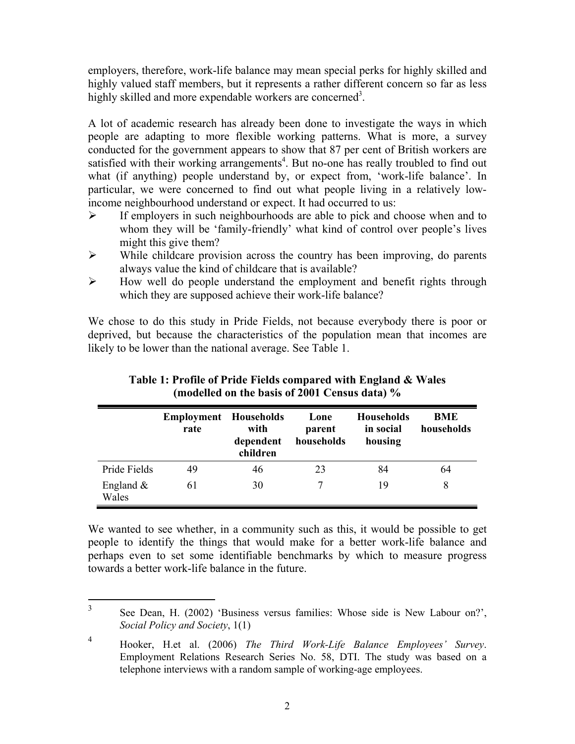employers, therefore, work-life balance may mean special perks for highly skilled and highly valued staff members, but it represents a rather different concern so far as less highly skilled and more expendable workers are concerned[3].

A lot of academic research has already been done to investigate the ways in which people are adapting to more flexible working patterns. What is more, a survey conducted for the government appears to show that 87 per cent of British workers are satisfied with their working arrangements[4]. But no-one has really troubled to find out what (if anything) people understand by, or expect from, 'work-life balance'. In particular, we were concerned to find out what people living in a relatively low-income neighbourhood understand or expect. It had occurred to us:

- If employers in such neighbourhoods are able to pick and choose when and to whom they will be 'family-friendly' what kind of control over people's lives might this give them?
- While childcare provision across the country has been improving, do parents always value the kind of childcare that is available?
- How well do people understand the employment and benefit rights through which they are supposed achieve their work-life balance?

We chose to do this study in Pride Fields, not because everybody there is poor or deprived, but because the characteristics of the population mean that incomes are likely to be lower than the national average. See Table 1.

**Table 1: Profile of Pride Fields compared with England & Wales (modelled on the basis of 2001 Census data) %**

| | Employment rate | Households with dependent children | Lone parent households | Households in social housing | BME households |
|---|---|---|---|---|---|
| Pride Fields | 49 | 46 | 23 | 84 | 64 |
| England & Wales | 61 | 30 | 7 | 19 | 8 |

We wanted to see whether, in a community such as this, it would be possible to get people to identify the things that would make for a better work-life balance and perhaps even to set some identifiable benchmarks by which to measure progress towards a better work-life balance in the future.

[3] See Dean, H. (2002) 'Business versus families: Whose side is New Labour on?', *Social Policy and Society*, 1(1)

[4] Hooker, H.et al. (2006) *The Third Work-Life Balance Employees' Survey*. Employment Relations Research Series No. 58, DTI. The study was based on a telephone interviews with a random sample of working-age employees.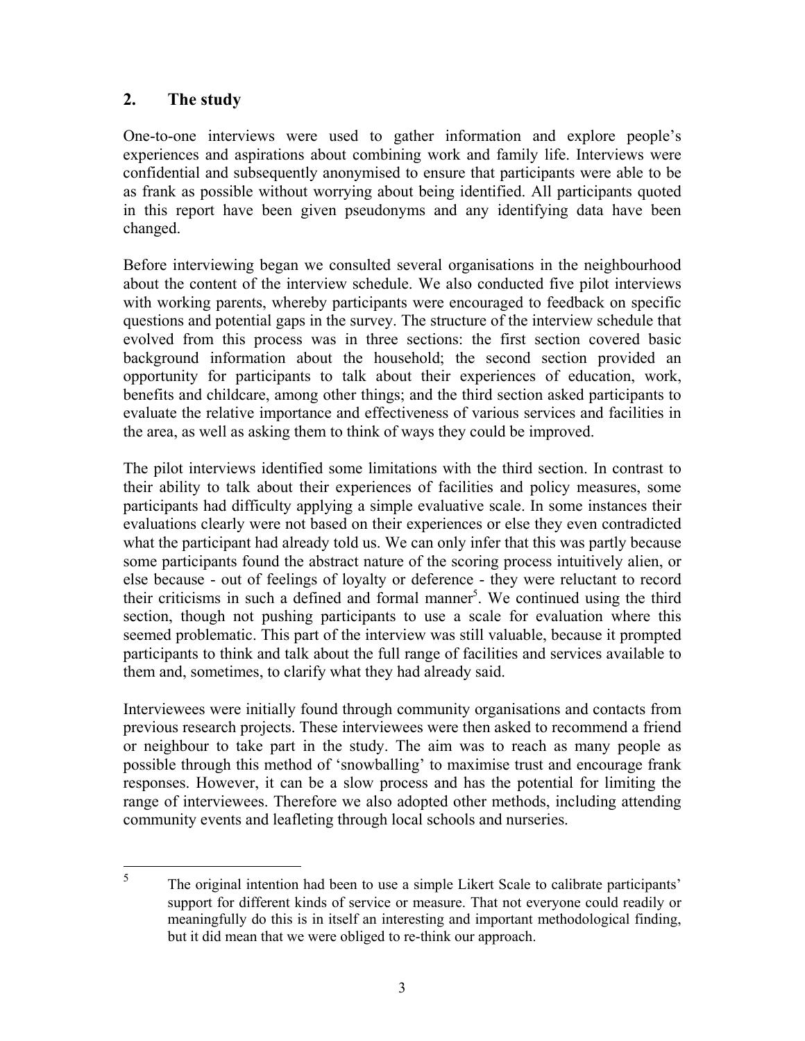## 2. The study

One-to-one interviews were used to gather information and explore people's experiences and aspirations about combining work and family life. Interviews were confidential and subsequently anonymised to ensure that participants were able to be as frank as possible without worrying about being identified. All participants quoted in this report have been given pseudonyms and any identifying data have been changed.

Before interviewing began we consulted several organisations in the neighbourhood about the content of the interview schedule. We also conducted five pilot interviews with working parents, whereby participants were encouraged to feedback on specific questions and potential gaps in the survey. The structure of the interview schedule that evolved from this process was in three sections: the first section covered basic background information about the household; the second section provided an opportunity for participants to talk about their experiences of education, work, benefits and childcare, among other things; and the third section asked participants to evaluate the relative importance and effectiveness of various services and facilities in the area, as well as asking them to think of ways they could be improved.

The pilot interviews identified some limitations with the third section. In contrast to their ability to talk about their experiences of facilities and policy measures, some participants had difficulty applying a simple evaluative scale. In some instances their evaluations clearly were not based on their experiences or else they even contradicted what the participant had already told us. We can only infer that this was partly because some participants found the abstract nature of the scoring process intuitively alien, or else because - out of feelings of loyalty or deference - they were reluctant to record their criticisms in such a defined and formal manner[5]. We continued using the third section, though not pushing participants to use a scale for evaluation where this seemed problematic. This part of the interview was still valuable, because it prompted participants to think and talk about the full range of facilities and services available to them and, sometimes, to clarify what they had already said.

Interviewees were initially found through community organisations and contacts from previous research projects. These interviewees were then asked to recommend a friend or neighbour to take part in the study. The aim was to reach as many people as possible through this method of 'snowballing' to maximise trust and encourage frank responses. However, it can be a slow process and has the potential for limiting the range of interviewees. Therefore we also adopted other methods, including attending community events and leafleting through local schools and nurseries.

---

[5] The original intention had been to use a simple Likert Scale to calibrate participants' support for different kinds of service or measure. That not everyone could readily or meaningfully do this is in itself an interesting and important methodological finding, but it did mean that we were obliged to re-think our approach.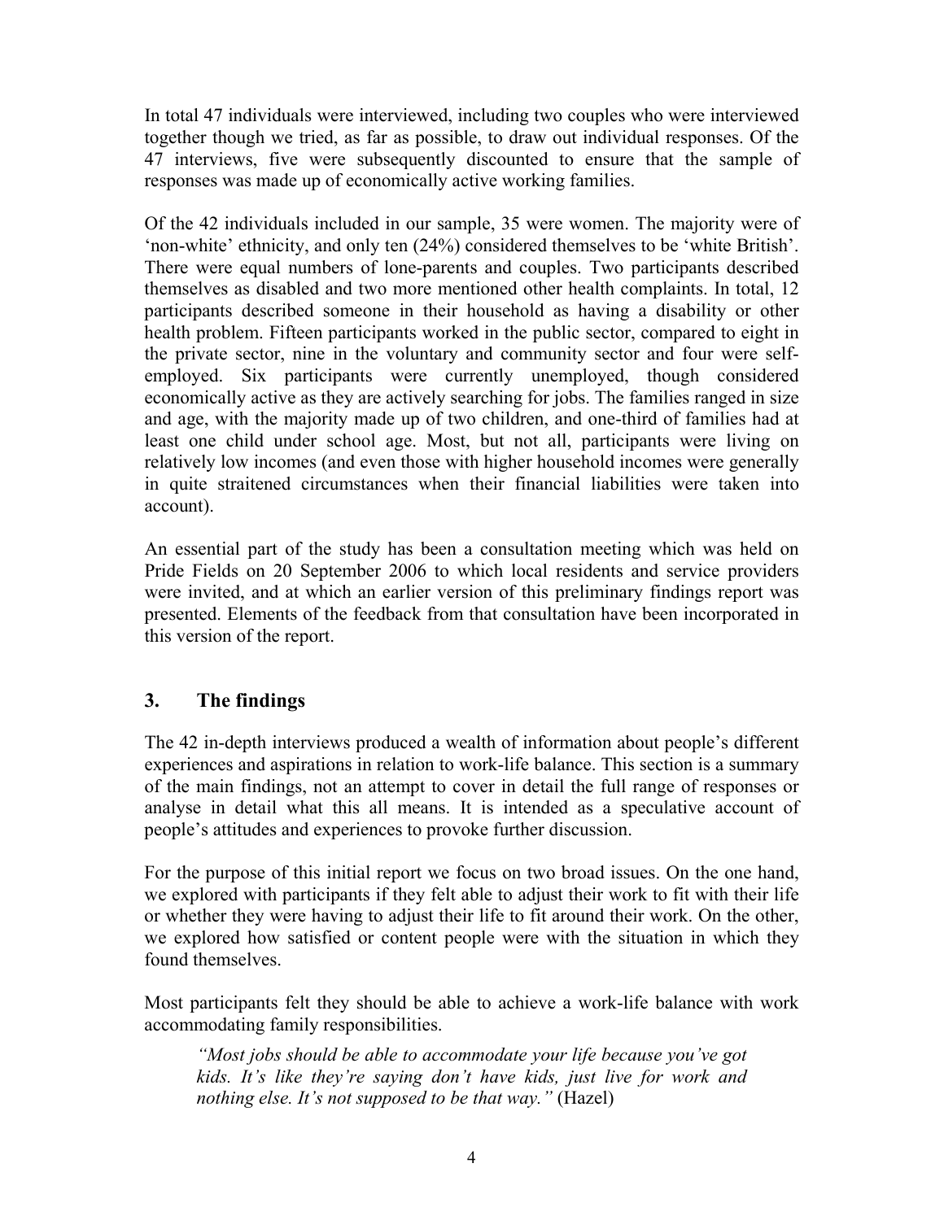In total 47 individuals were interviewed, including two couples who were interviewed together though we tried, as far as possible, to draw out individual responses. Of the 47 interviews, five were subsequently discounted to ensure that the sample of responses was made up of economically active working families.

Of the 42 individuals included in our sample, 35 were women. The majority were of 'non-white' ethnicity, and only ten (24%) considered themselves to be 'white British'. There were equal numbers of lone-parents and couples. Two participants described themselves as disabled and two more mentioned other health complaints. In total, 12 participants described someone in their household as having a disability or other health problem. Fifteen participants worked in the public sector, compared to eight in the private sector, nine in the voluntary and community sector and four were self-employed. Six participants were currently unemployed, though considered economically active as they are actively searching for jobs. The families ranged in size and age, with the majority made up of two children, and one-third of families had at least one child under school age. Most, but not all, participants were living on relatively low incomes (and even those with higher household incomes were generally in quite straitened circumstances when their financial liabilities were taken into account).

An essential part of the study has been a consultation meeting which was held on Pride Fields on 20 September 2006 to which local residents and service providers were invited, and at which an earlier version of this preliminary findings report was presented. Elements of the feedback from that consultation have been incorporated in this version of the report.

## 3. The findings

The 42 in-depth interviews produced a wealth of information about people's different experiences and aspirations in relation to work-life balance. This section is a summary of the main findings, not an attempt to cover in detail the full range of responses or analyse in detail what this all means. It is intended as a speculative account of people's attitudes and experiences to provoke further discussion.

For the purpose of this initial report we focus on two broad issues. On the one hand, we explored with participants if they felt able to adjust their work to fit with their life or whether they were having to adjust their life to fit around their work. On the other, we explored how satisfied or content people were with the situation in which they found themselves.

Most participants felt they should be able to achieve a work-life balance with work accommodating family responsibilities.

> *"Most jobs should be able to accommodate your life because you've got kids. It's like they're saying don't have kids, just live for work and nothing else. It's not supposed to be that way."* (Hazel)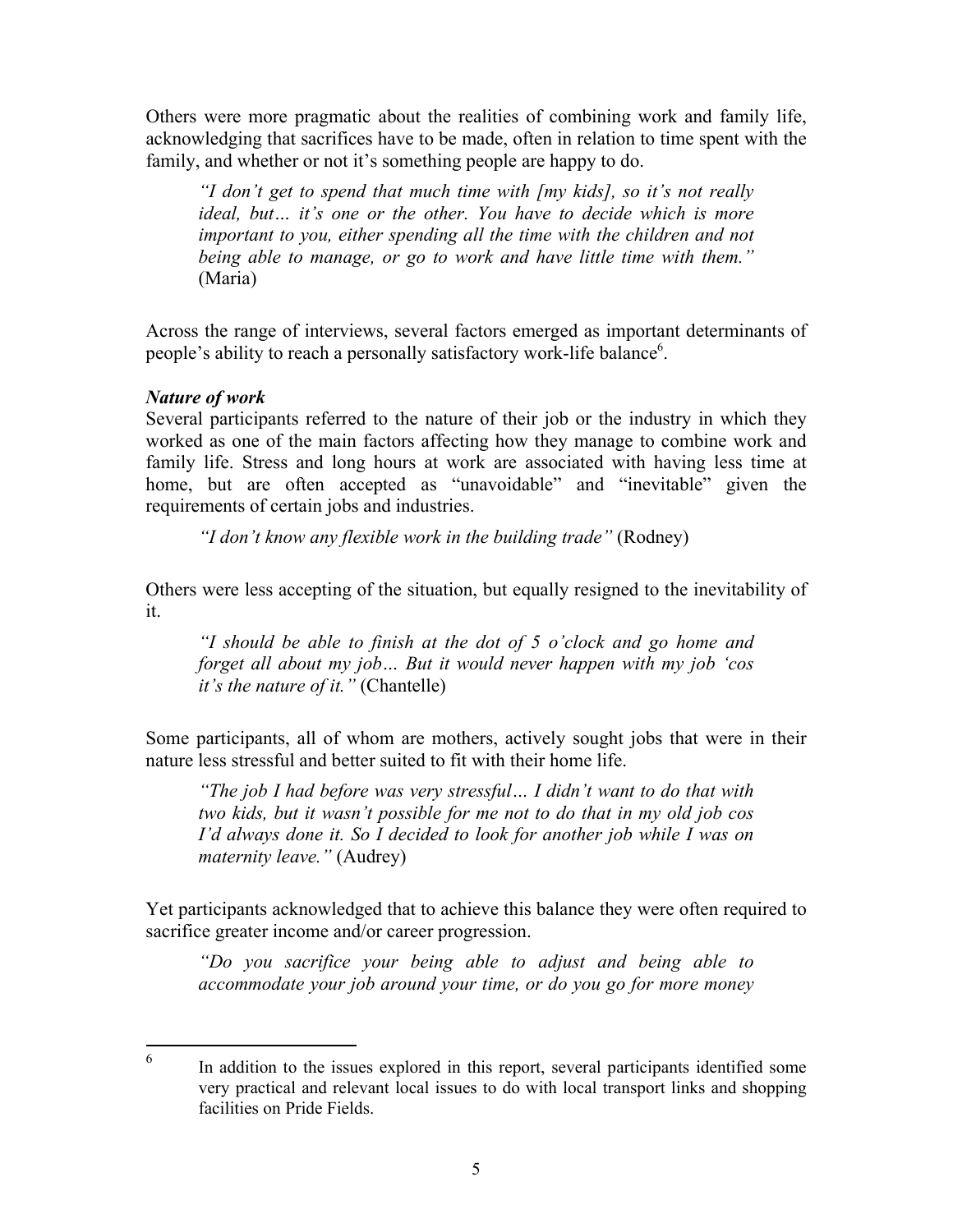Others were more pragmatic about the realities of combining work and family life, acknowledging that sacrifices have to be made, often in relation to time spent with the family, and whether or not it's something people are happy to do.

> *"I don't get to spend that much time with [my kids], so it's not really ideal, but… it's one or the other. You have to decide which is more important to you, either spending all the time with the children and not being able to manage, or go to work and have little time with them."* (Maria)

Across the range of interviews, several factors emerged as important determinants of people's ability to reach a personally satisfactory work-life balance[6].

***Nature of work***

Several participants referred to the nature of their job or the industry in which they worked as one of the main factors affecting how they manage to combine work and family life. Stress and long hours at work are associated with having less time at home, but are often accepted as "unavoidable" and "inevitable" given the requirements of certain jobs and industries.

> *"I don't know any flexible work in the building trade"* (Rodney)

Others were less accepting of the situation, but equally resigned to the inevitability of it.

> *"I should be able to finish at the dot of 5 o'clock and go home and forget all about my job… But it would never happen with my job 'cos it's the nature of it."* (Chantelle)

Some participants, all of whom are mothers, actively sought jobs that were in their nature less stressful and better suited to fit with their home life.

> *"The job I had before was very stressful… I didn't want to do that with two kids, but it wasn't possible for me not to do that in my old job cos I'd always done it. So I decided to look for another job while I was on maternity leave."* (Audrey)

Yet participants acknowledged that to achieve this balance they were often required to sacrifice greater income and/or career progression.

> *"Do you sacrifice your being able to adjust and being able to accommodate your job around your time, or do you go for more money*

[6] In addition to the issues explored in this report, several participants identified some very practical and relevant local issues to do with local transport links and shopping facilities on Pride Fields.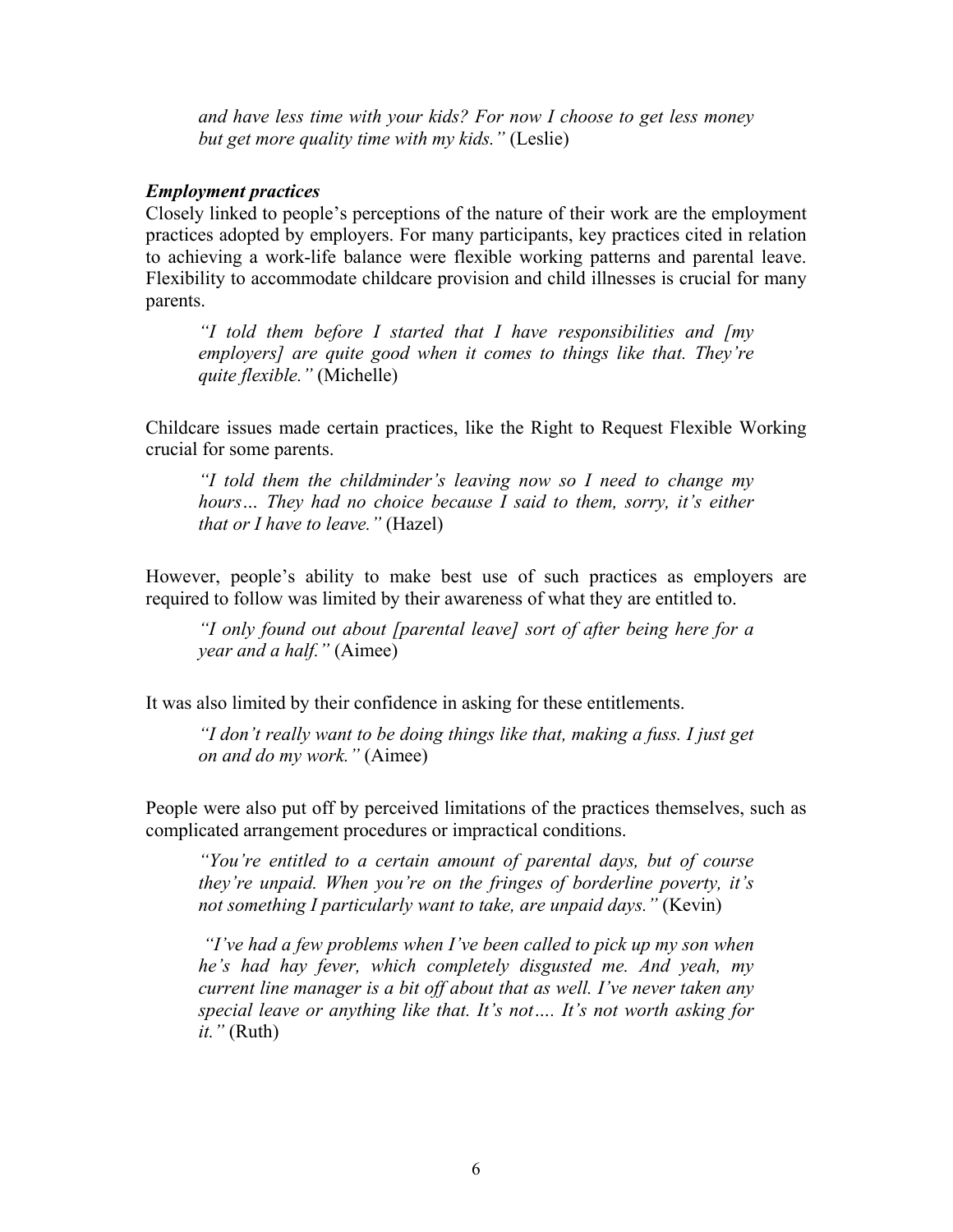> *and have less time with your kids? For now I choose to get less money but get more quality time with my kids."* (Leslie)

***Employment practices***

Closely linked to people's perceptions of the nature of their work are the employment practices adopted by employers. For many participants, key practices cited in relation to achieving a work-life balance were flexible working patterns and parental leave. Flexibility to accommodate childcare provision and child illnesses is crucial for many parents.

> *"I told them before I started that I have responsibilities and [my employers] are quite good when it comes to things like that. They're quite flexible."* (Michelle)

Childcare issues made certain practices, like the Right to Request Flexible Working crucial for some parents.

> *"I told them the childminder's leaving now so I need to change my hours… They had no choice because I said to them, sorry, it's either that or I have to leave."* (Hazel)

However, people's ability to make best use of such practices as employers are required to follow was limited by their awareness of what they are entitled to.

> *"I only found out about [parental leave] sort of after being here for a year and a half."* (Aimee)

It was also limited by their confidence in asking for these entitlements.

> *"I don't really want to be doing things like that, making a fuss. I just get on and do my work."* (Aimee)

People were also put off by perceived limitations of the practices themselves, such as complicated arrangement procedures or impractical conditions.

> *"You're entitled to a certain amount of parental days, but of course they're unpaid. When you're on the fringes of borderline poverty, it's not something I particularly want to take, are unpaid days."* (Kevin)

> *"I've had a few problems when I've been called to pick up my son when he's had hay fever, which completely disgusted me. And yeah, my current line manager is a bit off about that as well. I've never taken any special leave or anything like that. It's not…. It's not worth asking for it."* (Ruth)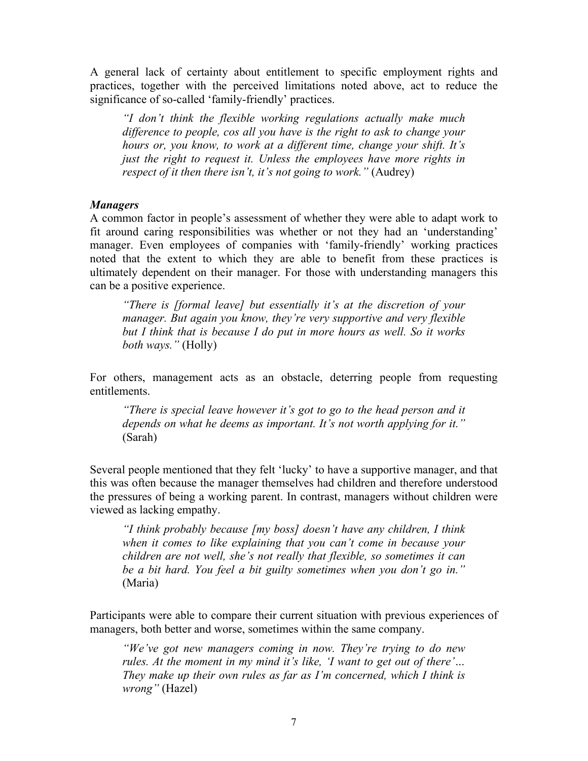A general lack of certainty about entitlement to specific employment rights and practices, together with the perceived limitations noted above, act to reduce the significance of so-called 'family-friendly' practices.

> *"I don't think the flexible working regulations actually make much difference to people, cos all you have is the right to ask to change your hours or, you know, to work at a different time, change your shift. It's just the right to request it. Unless the employees have more rights in respect of it then there isn't, it's not going to work."* (Audrey)

***Managers***

A common factor in people's assessment of whether they were able to adapt work to fit around caring responsibilities was whether or not they had an 'understanding' manager. Even employees of companies with 'family-friendly' working practices noted that the extent to which they are able to benefit from these practices is ultimately dependent on their manager. For those with understanding managers this can be a positive experience.

> *"There is [formal leave] but essentially it's at the discretion of your manager. But again you know, they're very supportive and very flexible but I think that is because I do put in more hours as well. So it works both ways."* (Holly)

For others, management acts as an obstacle, deterring people from requesting entitlements.

> *"There is special leave however it's got to go to the head person and it depends on what he deems as important. It's not worth applying for it."* (Sarah)

Several people mentioned that they felt 'lucky' to have a supportive manager, and that this was often because the manager themselves had children and therefore understood the pressures of being a working parent. In contrast, managers without children were viewed as lacking empathy.

> *"I think probably because [my boss] doesn't have any children, I think when it comes to like explaining that you can't come in because your children are not well, she's not really that flexible, so sometimes it can be a bit hard. You feel a bit guilty sometimes when you don't go in."* (Maria)

Participants were able to compare their current situation with previous experiences of managers, both better and worse, sometimes within the same company.

> *"We've got new managers coming in now. They're trying to do new rules. At the moment in my mind it's like, 'I want to get out of there'... They make up their own rules as far as I'm concerned, which I think is wrong"* (Hazel)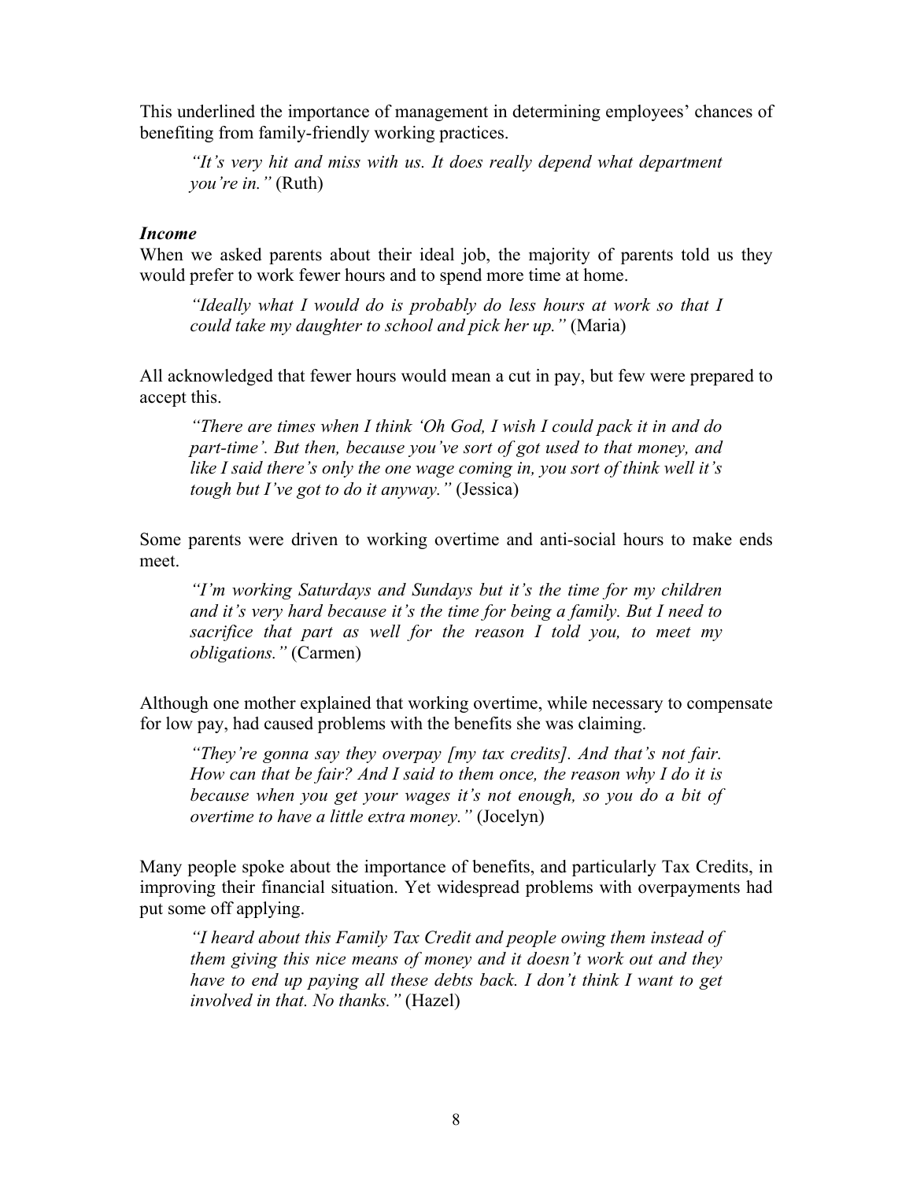This underlined the importance of management in determining employees' chances of benefiting from family-friendly working practices.

> *"It's very hit and miss with us. It does really depend what department you're in."* (Ruth)

### ***Income***

When we asked parents about their ideal job, the majority of parents told us they would prefer to work fewer hours and to spend more time at home.

> *"Ideally what I would do is probably do less hours at work so that I could take my daughter to school and pick her up."* (Maria)

All acknowledged that fewer hours would mean a cut in pay, but few were prepared to accept this.

> *"There are times when I think 'Oh God, I wish I could pack it in and do part-time'. But then, because you've sort of got used to that money, and like I said there's only the one wage coming in, you sort of think well it's tough but I've got to do it anyway."* (Jessica)

Some parents were driven to working overtime and anti-social hours to make ends meet.

> *"I'm working Saturdays and Sundays but it's the time for my children and it's very hard because it's the time for being a family. But I need to sacrifice that part as well for the reason I told you, to meet my obligations."* (Carmen)

Although one mother explained that working overtime, while necessary to compensate for low pay, had caused problems with the benefits she was claiming.

> *"They're gonna say they overpay [my tax credits]. And that's not fair. How can that be fair? And I said to them once, the reason why I do it is because when you get your wages it's not enough, so you do a bit of overtime to have a little extra money."* (Jocelyn)

Many people spoke about the importance of benefits, and particularly Tax Credits, in improving their financial situation. Yet widespread problems with overpayments had put some off applying.

> *"I heard about this Family Tax Credit and people owing them instead of them giving this nice means of money and it doesn't work out and they have to end up paying all these debts back. I don't think I want to get involved in that. No thanks."* (Hazel)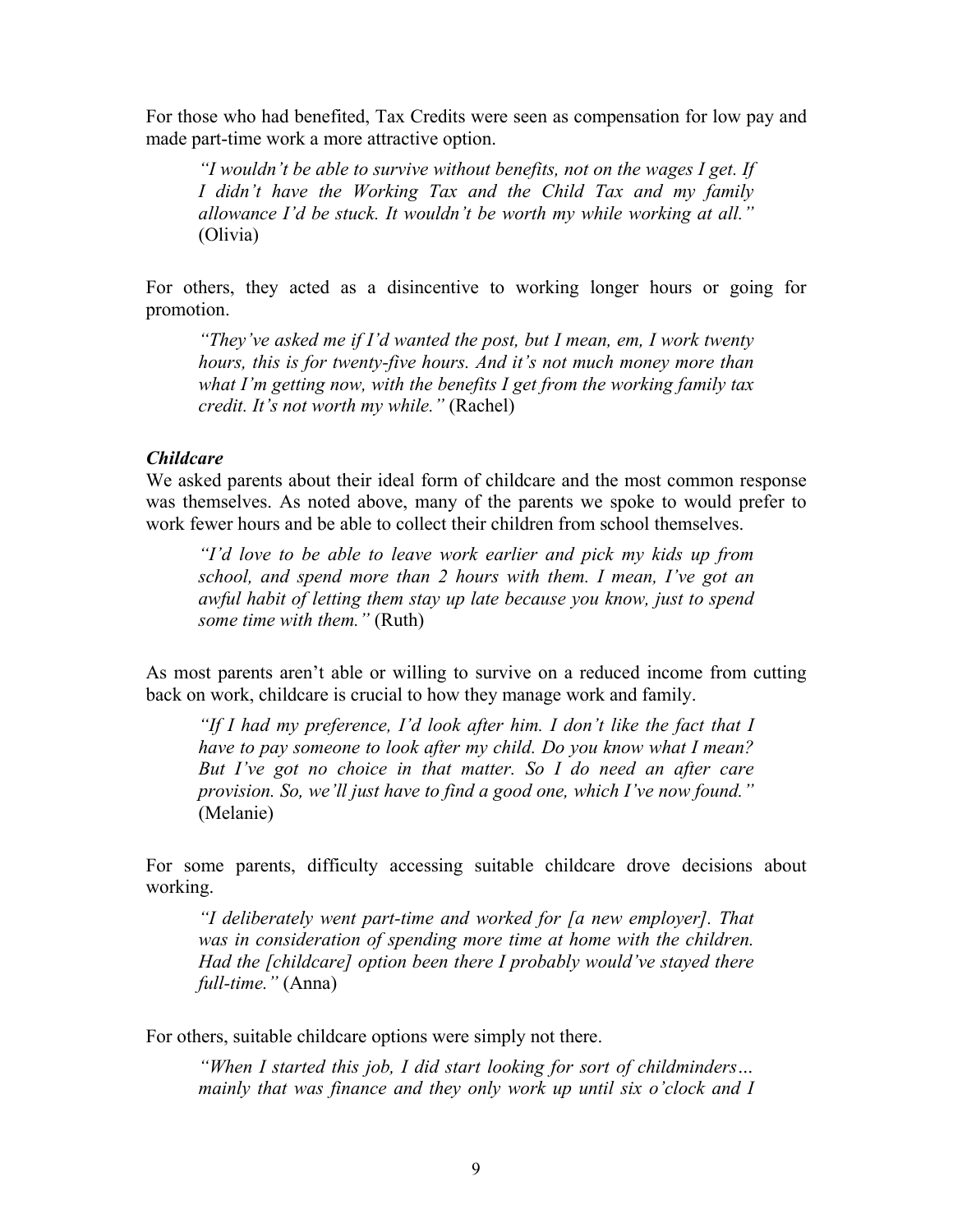For those who had benefited, Tax Credits were seen as compensation for low pay and made part-time work a more attractive option.

> *"I wouldn't be able to survive without benefits, not on the wages I get. If I didn't have the Working Tax and the Child Tax and my family allowance I'd be stuck. It wouldn't be worth my while working at all."* (Olivia)

For others, they acted as a disincentive to working longer hours or going for promotion.

> *"They've asked me if I'd wanted the post, but I mean, em, I work twenty hours, this is for twenty-five hours. And it's not much money more than what I'm getting now, with the benefits I get from the working family tax credit. It's not worth my while."* (Rachel)

***Childcare***

We asked parents about their ideal form of childcare and the most common response was themselves. As noted above, many of the parents we spoke to would prefer to work fewer hours and be able to collect their children from school themselves.

> *"I'd love to be able to leave work earlier and pick my kids up from school, and spend more than 2 hours with them. I mean, I've got an awful habit of letting them stay up late because you know, just to spend some time with them."* (Ruth)

As most parents aren't able or willing to survive on a reduced income from cutting back on work, childcare is crucial to how they manage work and family.

> *"If I had my preference, I'd look after him. I don't like the fact that I have to pay someone to look after my child. Do you know what I mean? But I've got no choice in that matter. So I do need an after care provision. So, we'll just have to find a good one, which I've now found."* (Melanie)

For some parents, difficulty accessing suitable childcare drove decisions about working.

> *"I deliberately went part-time and worked for [a new employer]. That was in consideration of spending more time at home with the children. Had the [childcare] option been there I probably would've stayed there full-time."* (Anna)

For others, suitable childcare options were simply not there.

> *"When I started this job, I did start looking for sort of childminders… mainly that was finance and they only work up until six o'clock and I*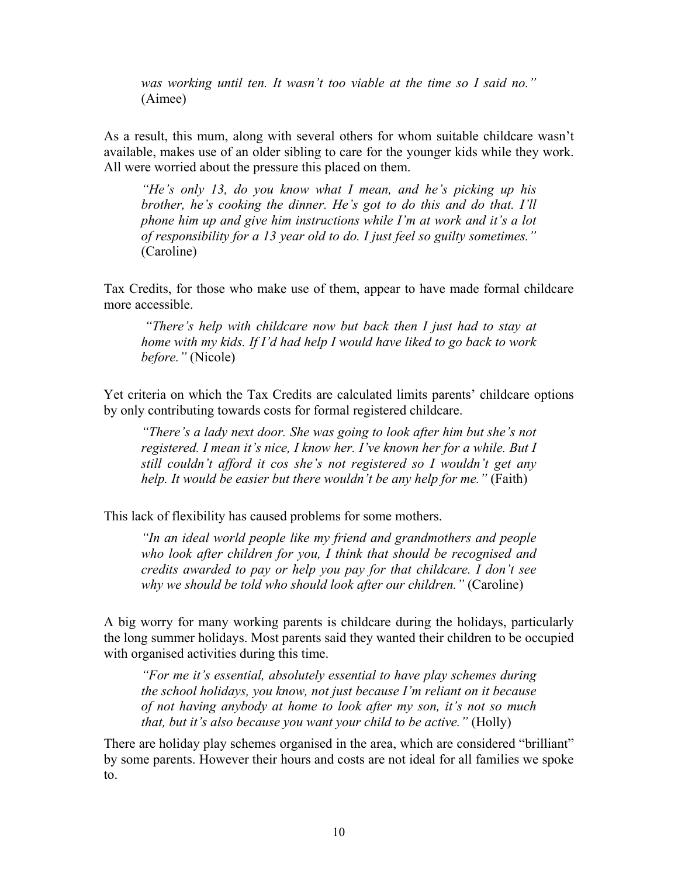*was working until ten. It wasn't too viable at the time so I said no."* (Aimee)

As a result, this mum, along with several others for whom suitable childcare wasn't available, makes use of an older sibling to care for the younger kids while they work. All were worried about the pressure this placed on them.

> *"He's only 13, do you know what I mean, and he's picking up his brother, he's cooking the dinner. He's got to do this and do that. I'll phone him up and give him instructions while I'm at work and it's a lot of responsibility for a 13 year old to do. I just feel so guilty sometimes."* (Caroline)

Tax Credits, for those who make use of them, appear to have made formal childcare more accessible.

> *"There's help with childcare now but back then I just had to stay at home with my kids. If I'd had help I would have liked to go back to work before."* (Nicole)

Yet criteria on which the Tax Credits are calculated limits parents' childcare options by only contributing towards costs for formal registered childcare.

> *"There's a lady next door. She was going to look after him but she's not registered. I mean it's nice, I know her. I've known her for a while. But I still couldn't afford it cos she's not registered so I wouldn't get any help. It would be easier but there wouldn't be any help for me."* (Faith)

This lack of flexibility has caused problems for some mothers.

> *"In an ideal world people like my friend and grandmothers and people who look after children for you, I think that should be recognised and credits awarded to pay or help you pay for that childcare. I don't see why we should be told who should look after our children."* (Caroline)

A big worry for many working parents is childcare during the holidays, particularly the long summer holidays. Most parents said they wanted their children to be occupied with organised activities during this time.

> *"For me it's essential, absolutely essential to have play schemes during the school holidays, you know, not just because I'm reliant on it because of not having anybody at home to look after my son, it's not so much that, but it's also because you want your child to be active."* (Holly)

There are holiday play schemes organised in the area, which are considered "brilliant" by some parents. However their hours and costs are not ideal for all families we spoke to.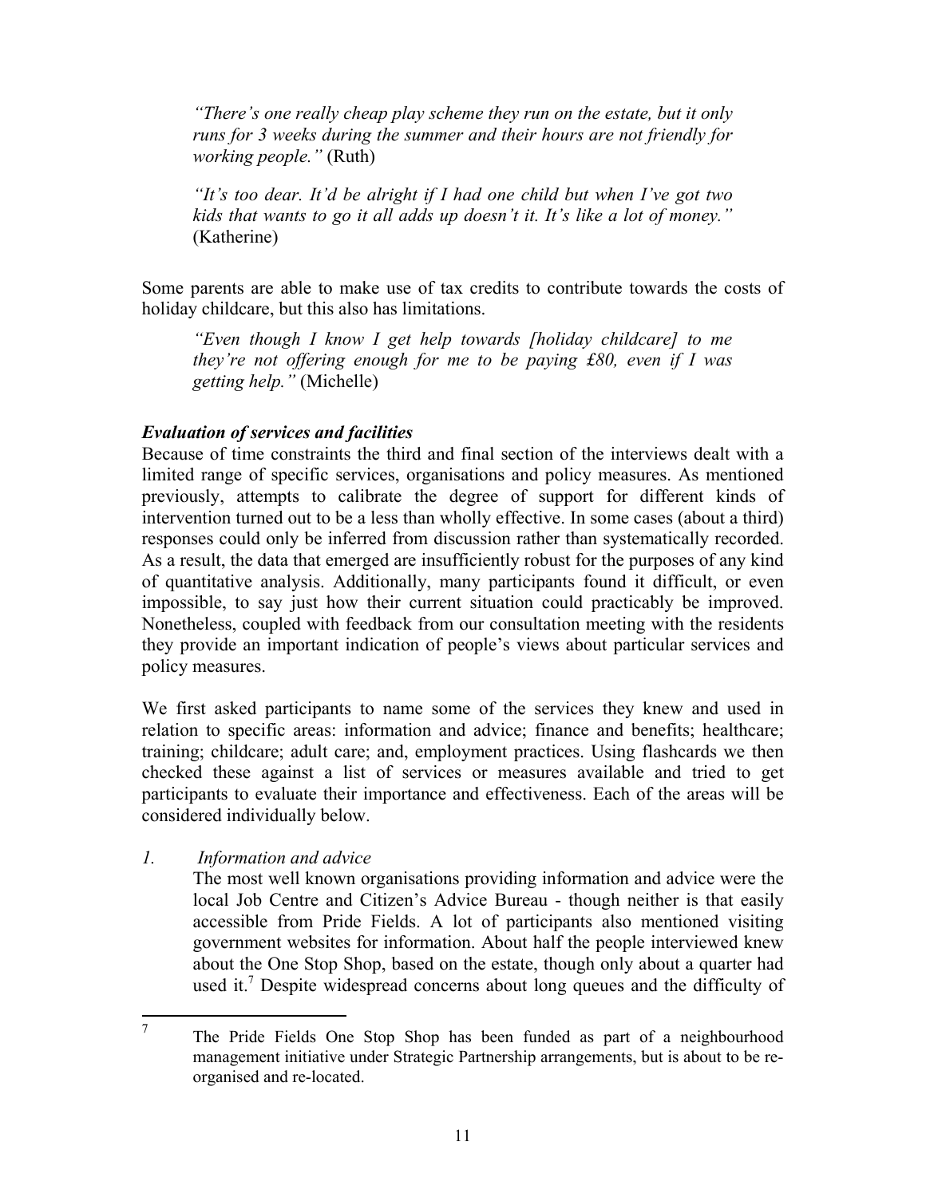> *"There's one really cheap play scheme they run on the estate, but it only runs for 3 weeks during the summer and their hours are not friendly for working people."* (Ruth)

> *"It's too dear. It'd be alright if I had one child but when I've got two kids that wants to go it all adds up doesn't it. It's like a lot of money."* (Katherine)

Some parents are able to make use of tax credits to contribute towards the costs of holiday childcare, but this also has limitations.

> *"Even though I know I get help towards [holiday childcare] to me they're not offering enough for me to be paying £80, even if I was getting help."* (Michelle)

### *Evaluation of services and facilities*

Because of time constraints the third and final section of the interviews dealt with a limited range of specific services, organisations and policy measures. As mentioned previously, attempts to calibrate the degree of support for different kinds of intervention turned out to be a less than wholly effective. In some cases (about a third) responses could only be inferred from discussion rather than systematically recorded. As a result, the data that emerged are insufficiently robust for the purposes of any kind of quantitative analysis. Additionally, many participants found it difficult, or even impossible, to say just how their current situation could practicably be improved. Nonetheless, coupled with feedback from our consultation meeting with the residents they provide an important indication of people's views about particular services and policy measures.

We first asked participants to name some of the services they knew and used in relation to specific areas: information and advice; finance and benefits; healthcare; training; childcare; adult care; and, employment practices. Using flashcards we then checked these against a list of services or measures available and tried to get participants to evaluate their importance and effectiveness. Each of the areas will be considered individually below.

1. *Information and advice*

   The most well known organisations providing information and advice were the local Job Centre and Citizen's Advice Bureau - though neither is that easily accessible from Pride Fields. A lot of participants also mentioned visiting government websites for information. About half the people interviewed knew about the One Stop Shop, based on the estate, though only about a quarter had used it.[7] Despite widespread concerns about long queues and the difficulty of

[7] The Pride Fields One Stop Shop has been funded as part of a neighbourhood management initiative under Strategic Partnership arrangements, but is about to be re-organised and re-located.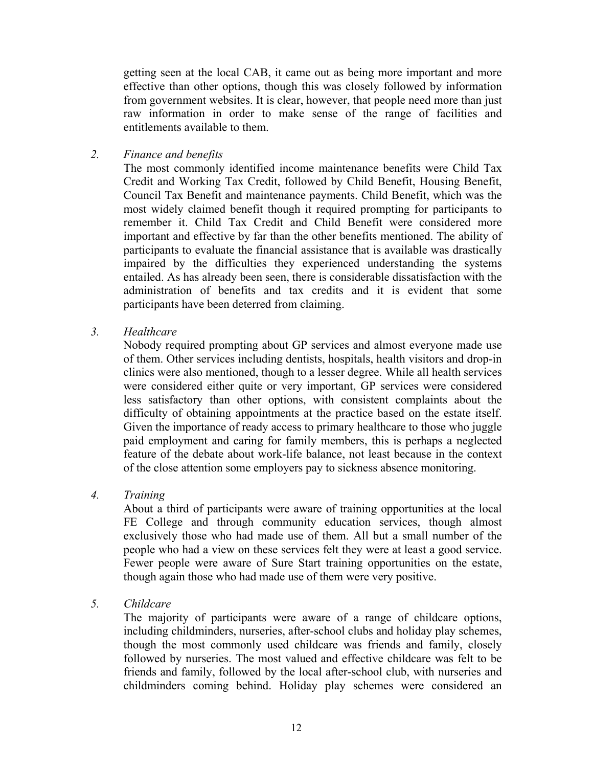getting seen at the local CAB, it came out as being more important and more effective than other options, though this was closely followed by information from government websites. It is clear, however, that people need more than just raw information in order to make sense of the range of facilities and entitlements available to them.

2. *Finance and benefits*

   The most commonly identified income maintenance benefits were Child Tax Credit and Working Tax Credit, followed by Child Benefit, Housing Benefit, Council Tax Benefit and maintenance payments. Child Benefit, which was the most widely claimed benefit though it required prompting for participants to remember it. Child Tax Credit and Child Benefit were considered more important and effective by far than the other benefits mentioned. The ability of participants to evaluate the financial assistance that is available was drastically impaired by the difficulties they experienced understanding the systems entailed. As has already been seen, there is considerable dissatisfaction with the administration of benefits and tax credits and it is evident that some participants have been deterred from claiming.

3. *Healthcare*

   Nobody required prompting about GP services and almost everyone made use of them. Other services including dentists, hospitals, health visitors and drop-in clinics were also mentioned, though to a lesser degree. While all health services were considered either quite or very important, GP services were considered less satisfactory than other options, with consistent complaints about the difficulty of obtaining appointments at the practice based on the estate itself. Given the importance of ready access to primary healthcare to those who juggle paid employment and caring for family members, this is perhaps a neglected feature of the debate about work-life balance, not least because in the context of the close attention some employers pay to sickness absence monitoring.

4. *Training*

   About a third of participants were aware of training opportunities at the local FE College and through community education services, though almost exclusively those who had made use of them. All but a small number of the people who had a view on these services felt they were at least a good service. Fewer people were aware of Sure Start training opportunities on the estate, though again those who had made use of them were very positive.

5. *Childcare*

   The majority of participants were aware of a range of childcare options, including childminders, nurseries, after-school clubs and holiday play schemes, though the most commonly used childcare was friends and family, closely followed by nurseries. The most valued and effective childcare was felt to be friends and family, followed by the local after-school club, with nurseries and childminders coming behind. Holiday play schemes were considered an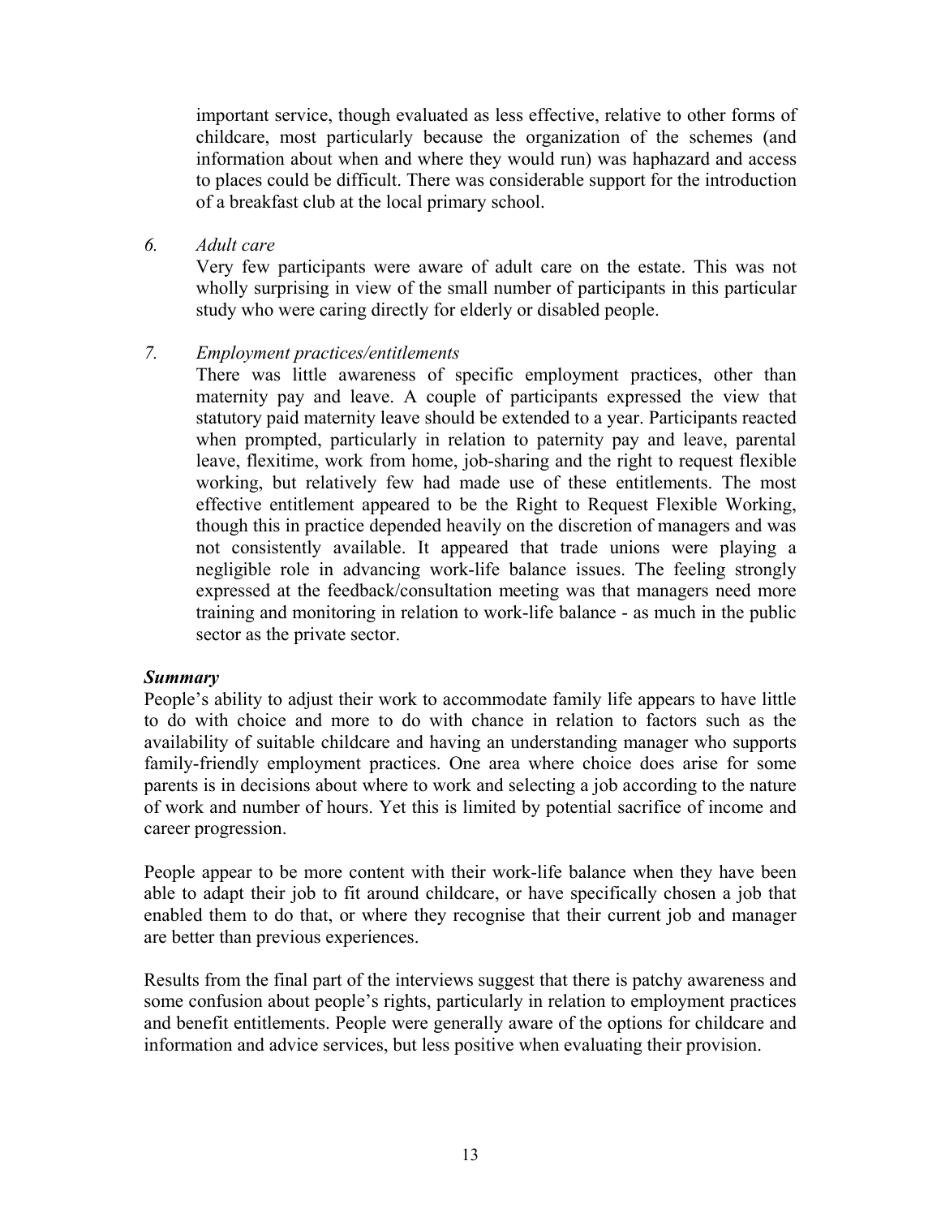important service, though evaluated as less effective, relative to other forms of childcare, most particularly because the organization of the schemes (and information about when and where they would run) was haphazard and access to places could be difficult. There was considerable support for the introduction of a breakfast club at the local primary school.

6. *Adult care*

   Very few participants were aware of adult care on the estate. This was not wholly surprising in view of the small number of participants in this particular study who were caring directly for elderly or disabled people.

7. *Employment practices/entitlements*

   There was little awareness of specific employment practices, other than maternity pay and leave. A couple of participants expressed the view that statutory paid maternity leave should be extended to a year. Participants reacted when prompted, particularly in relation to paternity pay and leave, parental leave, flexitime, work from home, job-sharing and the right to request flexible working, but relatively few had made use of these entitlements. The most effective entitlement appeared to be the Right to Request Flexible Working, though this in practice depended heavily on the discretion of managers and was not consistently available. It appeared that trade unions were playing a negligible role in advancing work-life balance issues. The feeling strongly expressed at the feedback/consultation meeting was that managers need more training and monitoring in relation to work-life balance - as much in the public sector as the private sector.

***Summary***

People's ability to adjust their work to accommodate family life appears to have little to do with choice and more to do with chance in relation to factors such as the availability of suitable childcare and having an understanding manager who supports family-friendly employment practices. One area where choice does arise for some parents is in decisions about where to work and selecting a job according to the nature of work and number of hours. Yet this is limited by potential sacrifice of income and career progression.

People appear to be more content with their work-life balance when they have been able to adapt their job to fit around childcare, or have specifically chosen a job that enabled them to do that, or where they recognise that their current job and manager are better than previous experiences.

Results from the final part of the interviews suggest that there is patchy awareness and some confusion about people's rights, particularly in relation to employment practices and benefit entitlements. People were generally aware of the options for childcare and information and advice services, but less positive when evaluating their provision.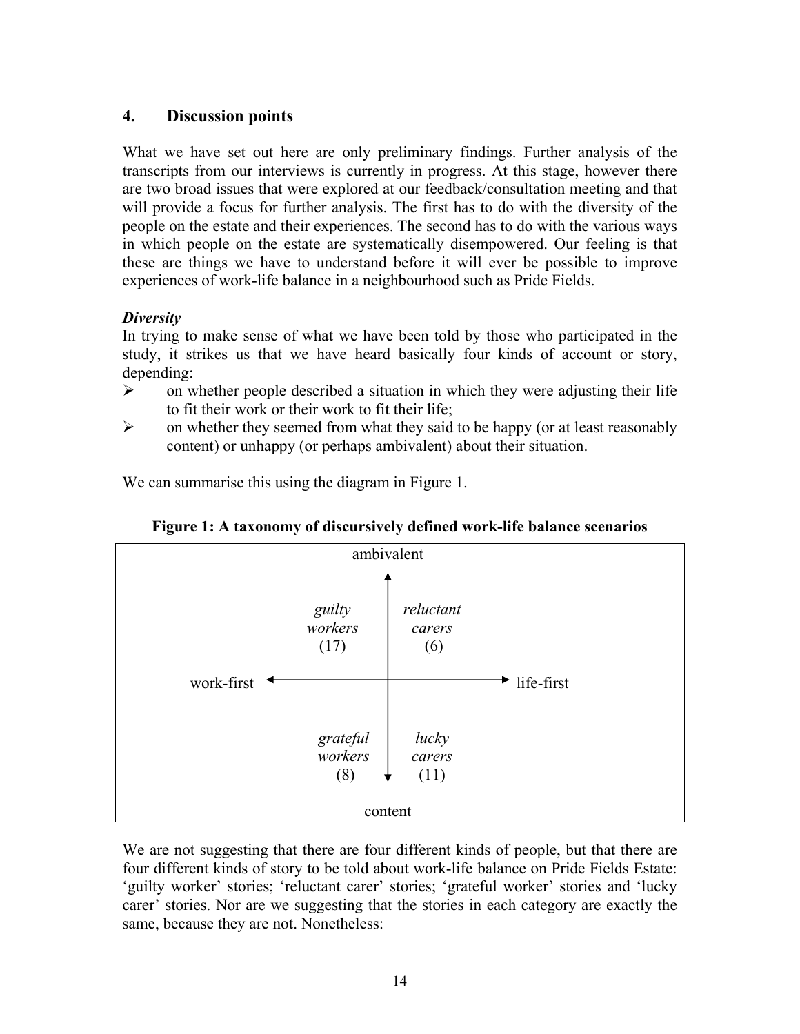## 4. Discussion points

What we have set out here are only preliminary findings. Further analysis of the transcripts from our interviews is currently in progress. At this stage, however there are two broad issues that were explored at our feedback/consultation meeting and that will provide a focus for further analysis. The first has to do with the diversity of the people on the estate and their experiences. The second has to do with the various ways in which people on the estate are systematically disempowered. Our feeling is that these are things we have to understand before it will ever be possible to improve experiences of work-life balance in a neighbourhood such as Pride Fields.

***Diversity***

In trying to make sense of what we have been told by those who participated in the study, it strikes us that we have heard basically four kinds of account or story, depending:

- on whether people described a situation in which they were adjusting their life to fit their work or their work to fit their life;
- on whether they seemed from what they said to be happy (or at least reasonably content) or unhappy (or perhaps ambivalent) about their situation.

We can summarise this using the diagram in Figure 1.

**Figure 1: A taxonomy of discursively defined work-life balance scenarios**

ambivalent

*guilty workers* (17)

*reluctant carers* (6)

work-first

life-first

*grateful workers* (8)

*lucky carers* (11)

content

We are not suggesting that there are four different kinds of people, but that there are four different kinds of story to be told about work-life balance on Pride Fields Estate: 'guilty worker' stories; 'reluctant carer' stories; 'grateful worker' stories and 'lucky carer' stories. Nor are we suggesting that the stories in each category are exactly the same, because they are not. Nonetheless: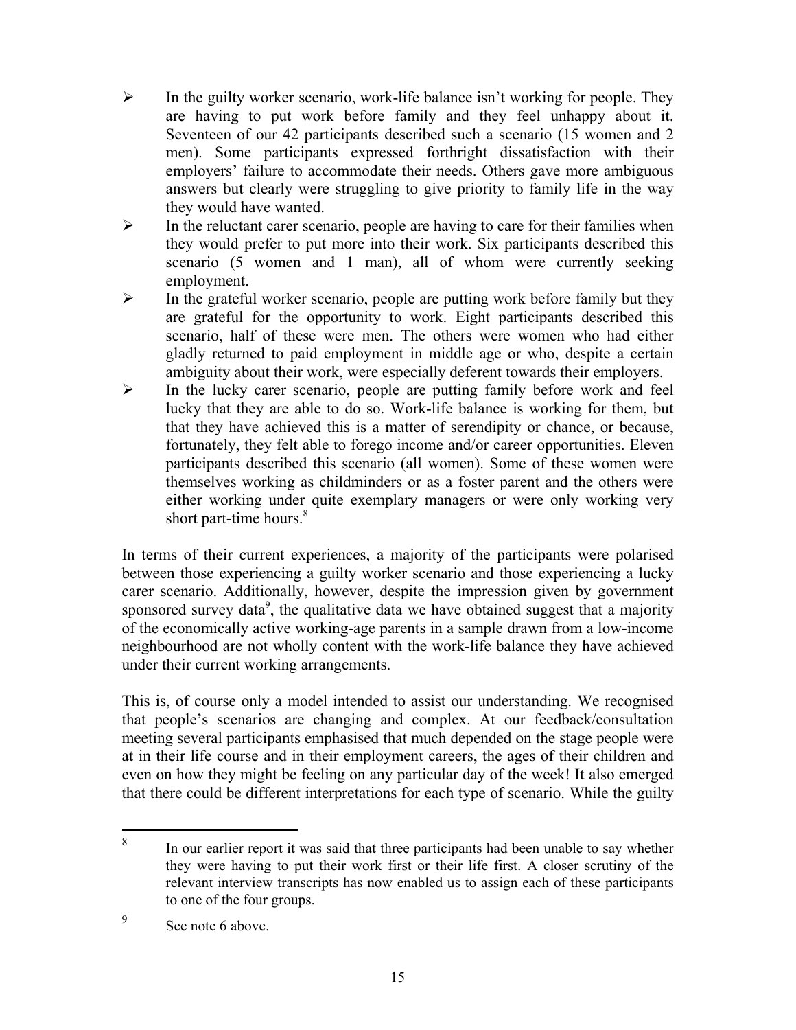- In the guilty worker scenario, work-life balance isn't working for people. They are having to put work before family and they feel unhappy about it. Seventeen of our 42 participants described such a scenario (15 women and 2 men). Some participants expressed forthright dissatisfaction with their employers' failure to accommodate their needs. Others gave more ambiguous answers but clearly were struggling to give priority to family life in the way they would have wanted.
- In the reluctant carer scenario, people are having to care for their families when they would prefer to put more into their work. Six participants described this scenario (5 women and 1 man), all of whom were currently seeking employment.
- In the grateful worker scenario, people are putting work before family but they are grateful for the opportunity to work. Eight participants described this scenario, half of these were men. The others were women who had either gladly returned to paid employment in middle age or who, despite a certain ambiguity about their work, were especially deferent towards their employers.
- In the lucky carer scenario, people are putting family before work and feel lucky that they are able to do so. Work-life balance is working for them, but that they have achieved this is a matter of serendipity or chance, or because, fortunately, they felt able to forego income and/or career opportunities. Eleven participants described this scenario (all women). Some of these women were themselves working as childminders or as a foster parent and the others were either working under quite exemplary managers or were only working very short part-time hours.[8]

In terms of their current experiences, a majority of the participants were polarised between those experiencing a guilty worker scenario and those experiencing a lucky carer scenario. Additionally, however, despite the impression given by government sponsored survey data[9], the qualitative data we have obtained suggest that a majority of the economically active working-age parents in a sample drawn from a low-income neighbourhood are not wholly content with the work-life balance they have achieved under their current working arrangements.

This is, of course only a model intended to assist our understanding. We recognised that people's scenarios are changing and complex. At our feedback/consultation meeting several participants emphasised that much depended on the stage people were at in their life course and in their employment careers, the ages of their children and even on how they might be feeling on any particular day of the week! It also emerged that there could be different interpretations for each type of scenario. While the guilty

---

[8] In our earlier report it was said that three participants had been unable to say whether they were having to put their work first or their life first. A closer scrutiny of the relevant interview transcripts has now enabled us to assign each of these participants to one of the four groups.

[9] See note 6 above.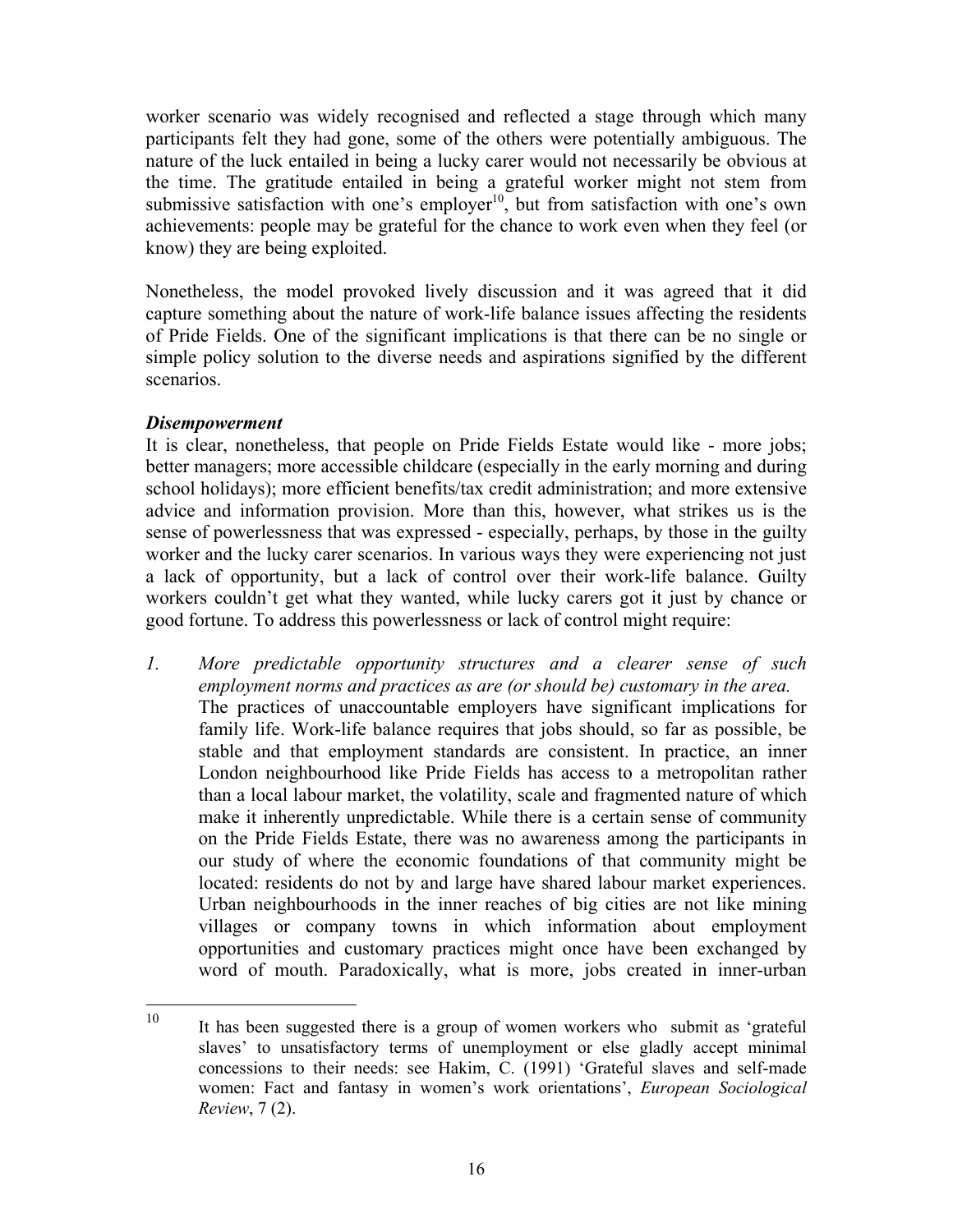worker scenario was widely recognised and reflected a stage through which many participants felt they had gone, some of the others were potentially ambiguous. The nature of the luck entailed in being a lucky carer would not necessarily be obvious at the time. The gratitude entailed in being a grateful worker might not stem from submissive satisfaction with one's employer[10], but from satisfaction with one's own achievements: people may be grateful for the chance to work even when they feel (or know) they are being exploited.

Nonetheless, the model provoked lively discussion and it was agreed that it did capture something about the nature of work-life balance issues affecting the residents of Pride Fields. One of the significant implications is that there can be no single or simple policy solution to the diverse needs and aspirations signified by the different scenarios.

### *Disempowerment*

It is clear, nonetheless, that people on Pride Fields Estate would like - more jobs; better managers; more accessible childcare (especially in the early morning and during school holidays); more efficient benefits/tax credit administration; and more extensive advice and information provision. More than this, however, what strikes us is the sense of powerlessness that was expressed - especially, perhaps, by those in the guilty worker and the lucky carer scenarios. In various ways they were experiencing not just a lack of opportunity, but a lack of control over their work-life balance. Guilty workers couldn't get what they wanted, while lucky carers got it just by chance or good fortune. To address this powerlessness or lack of control might require:

1. *More predictable opportunity structures and a clearer sense of such employment norms and practices as are (or should be) customary in the area.*
   The practices of unaccountable employers have significant implications for family life. Work-life balance requires that jobs should, so far as possible, be stable and that employment standards are consistent. In practice, an inner London neighbourhood like Pride Fields has access to a metropolitan rather than a local labour market, the volatility, scale and fragmented nature of which make it inherently unpredictable. While there is a certain sense of community on the Pride Fields Estate, there was no awareness among the participants in our study of where the economic foundations of that community might be located: residents do not by and large have shared labour market experiences. Urban neighbourhoods in the inner reaches of big cities are not like mining villages or company towns in which information about employment opportunities and customary practices might once have been exchanged by word of mouth. Paradoxically, what is more, jobs created in inner-urban

[10] It has been suggested there is a group of women workers who submit as 'grateful slaves' to unsatisfactory terms of unemployment or else gladly accept minimal concessions to their needs: see Hakim, C. (1991) 'Grateful slaves and self-made women: Fact and fantasy in women's work orientations', *European Sociological Review*, 7 (2).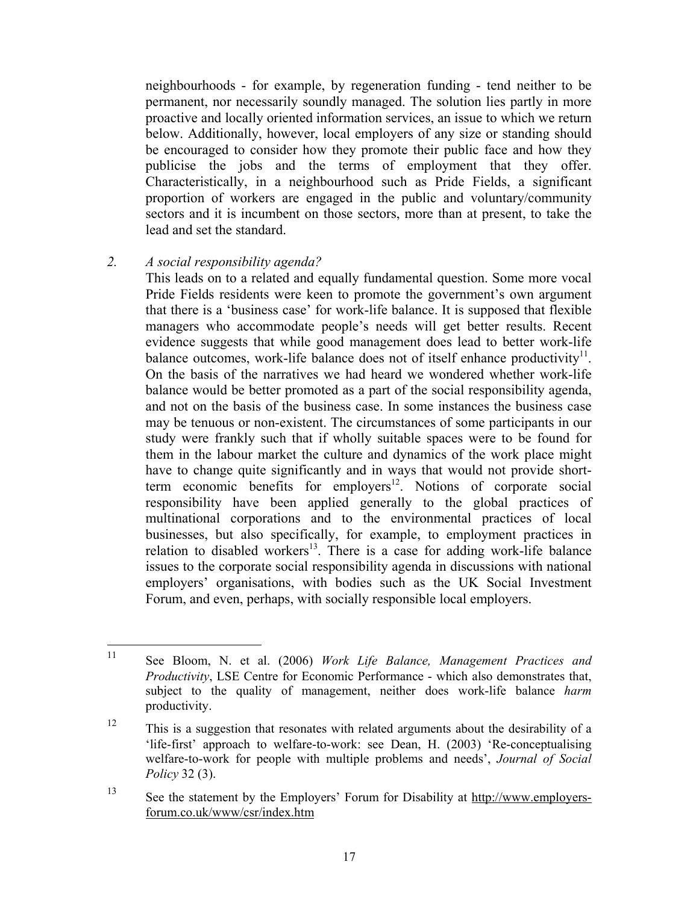neighbourhoods - for example, by regeneration funding - tend neither to be permanent, nor necessarily soundly managed. The solution lies partly in more proactive and locally oriented information services, an issue to which we return below. Additionally, however, local employers of any size or standing should be encouraged to consider how they promote their public face and how they publicise the jobs and the terms of employment that they offer. Characteristically, in a neighbourhood such as Pride Fields, a significant proportion of workers are engaged in the public and voluntary/community sectors and it is incumbent on those sectors, more than at present, to take the lead and set the standard.

2. *A social responsibility agenda?*

   This leads on to a related and equally fundamental question. Some more vocal Pride Fields residents were keen to promote the government's own argument that there is a 'business case' for work-life balance. It is supposed that flexible managers who accommodate people's needs will get better results. Recent evidence suggests that while good management does lead to better work-life balance outcomes, work-life balance does not of itself enhance productivity[11]. On the basis of the narratives we had heard we wondered whether work-life balance would be better promoted as a part of the social responsibility agenda, and not on the basis of the business case. In some instances the business case may be tenuous or non-existent. The circumstances of some participants in our study were frankly such that if wholly suitable spaces were to be found for them in the labour market the culture and dynamics of the work place might have to change quite significantly and in ways that would not provide short-term economic benefits for employers[12]. Notions of corporate social responsibility have been applied generally to the global practices of multinational corporations and to the environmental practices of local businesses, but also specifically, for example, to employment practices in relation to disabled workers[13]. There is a case for adding work-life balance issues to the corporate social responsibility agenda in discussions with national employers' organisations, with bodies such as the UK Social Investment Forum, and even, perhaps, with socially responsible local employers.

---

11 See Bloom, N. et al. (2006) *Work Life Balance, Management Practices and Productivity*, LSE Centre for Economic Performance - which also demonstrates that, subject to the quality of management, neither does work-life balance *harm* productivity.

12 This is a suggestion that resonates with related arguments about the desirability of a 'life-first' approach to welfare-to-work: see Dean, H. (2003) 'Re-conceptualising welfare-to-work for people with multiple problems and needs', *Journal of Social Policy* 32 (3).

13 See the statement by the Employers' Forum for Disability at http://www.employers-forum.co.uk/www/csr/index.htm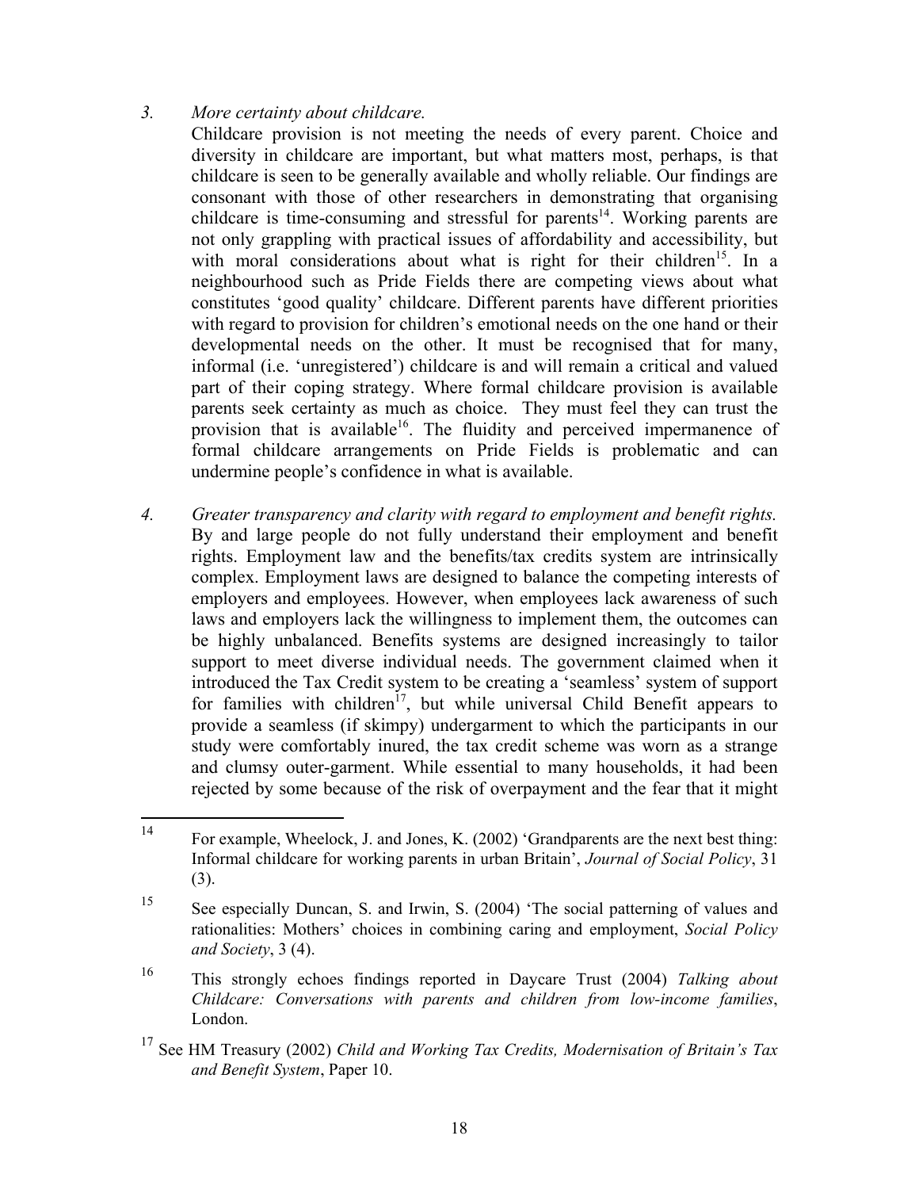3. *More certainty about childcare.*
   Childcare provision is not meeting the needs of every parent. Choice and diversity in childcare are important, but what matters most, perhaps, is that childcare is seen to be generally available and wholly reliable. Our findings are consonant with those of other researchers in demonstrating that organising childcare is time-consuming and stressful for parents[14]. Working parents are not only grappling with practical issues of affordability and accessibility, but with moral considerations about what is right for their children[15]. In a neighbourhood such as Pride Fields there are competing views about what constitutes 'good quality' childcare. Different parents have different priorities with regard to provision for children's emotional needs on the one hand or their developmental needs on the other. It must be recognised that for many, informal (i.e. 'unregistered') childcare is and will remain a critical and valued part of their coping strategy. Where formal childcare provision is available parents seek certainty as much as choice. They must feel they can trust the provision that is available[16]. The fluidity and perceived impermanence of formal childcare arrangements on Pride Fields is problematic and can undermine people's confidence in what is available.

4. *Greater transparency and clarity with regard to employment and benefit rights.*
   By and large people do not fully understand their employment and benefit rights. Employment law and the benefits/tax credits system are intrinsically complex. Employment laws are designed to balance the competing interests of employers and employees. However, when employees lack awareness of such laws and employers lack the willingness to implement them, the outcomes can be highly unbalanced. Benefits systems are designed increasingly to tailor support to meet diverse individual needs. The government claimed when it introduced the Tax Credit system to be creating a 'seamless' system of support for families with children[17], but while universal Child Benefit appears to provide a seamless (if skimpy) undergarment to which the participants in our study were comfortably inured, the tax credit scheme was worn as a strange and clumsy outer-garment. While essential to many households, it had been rejected by some because of the risk of overpayment and the fear that it might

---

[14] For example, Wheelock, J. and Jones, K. (2002) 'Grandparents are the next best thing: Informal childcare for working parents in urban Britain', *Journal of Social Policy*, 31 (3).

[15] See especially Duncan, S. and Irwin, S. (2004) 'The social patterning of values and rationalities: Mothers' choices in combining caring and employment, *Social Policy and Society*, 3 (4).

[16] This strongly echoes findings reported in Daycare Trust (2004) *Talking about Childcare: Conversations with parents and children from low-income families*, London.

[17] See HM Treasury (2002) *Child and Working Tax Credits, Modernisation of Britain's Tax and Benefit System*, Paper 10.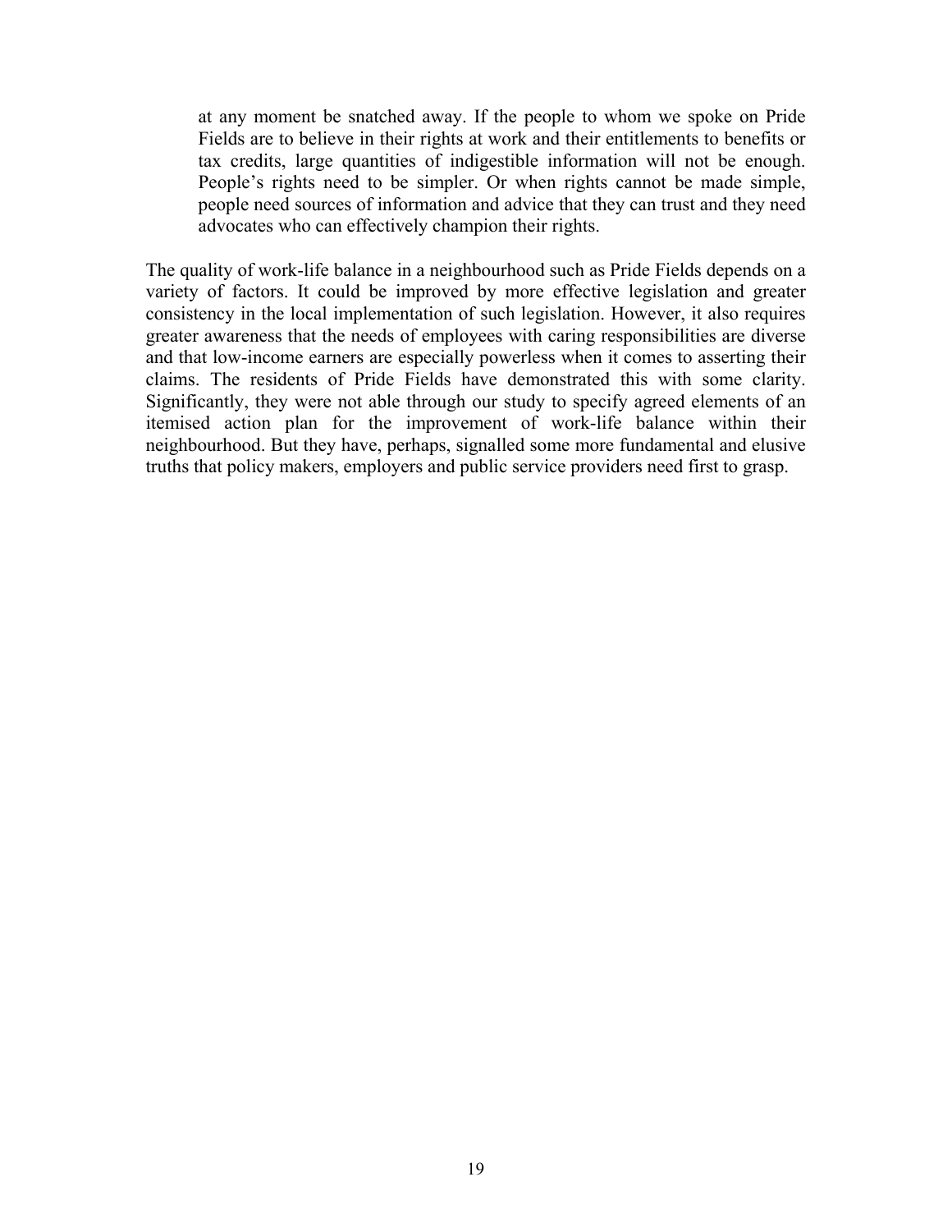> at any moment be snatched away. If the people to whom we spoke on Pride Fields are to believe in their rights at work and their entitlements to benefits or tax credits, large quantities of indigestible information will not be enough. People's rights need to be simpler. Or when rights cannot be made simple, people need sources of information and advice that they can trust and they need advocates who can effectively champion their rights.

The quality of work-life balance in a neighbourhood such as Pride Fields depends on a variety of factors. It could be improved by more effective legislation and greater consistency in the local implementation of such legislation. However, it also requires greater awareness that the needs of employees with caring responsibilities are diverse and that low-income earners are especially powerless when it comes to asserting their claims. The residents of Pride Fields have demonstrated this with some clarity. Significantly, they were not able through our study to specify agreed elements of an itemised action plan for the improvement of work-life balance within their neighbourhood. But they have, perhaps, signalled some more fundamental and elusive truths that policy makers, employers and public service providers need first to grasp.